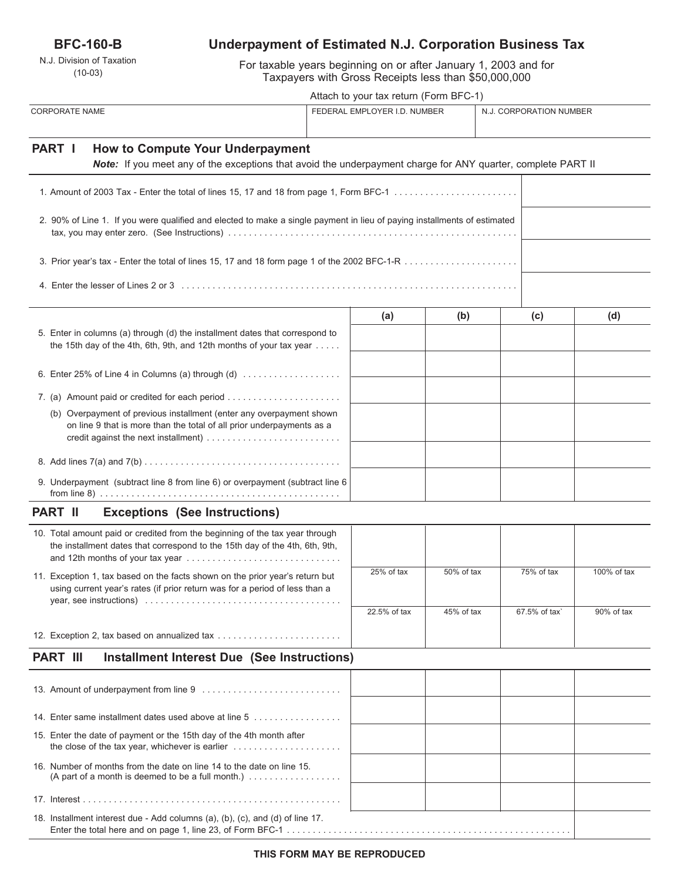**BFC-160-B**

N.J. Division of Taxation
(10-03)

# Underpayment of Estimated N.J. Corporation Business Tax

For taxable years beginning on or after January 1, 2003 and for Taxpayers with Gross Receipts less than $50,000,000

Attach to your tax return (Form BFC-1)

| CORPORATE NAME | FEDERAL EMPLOYER I.D. NUMBER | N.J. CORPORATION NUMBER |
|---|---|---|
| | | |

## PART I How to Compute Your Underpayment

***Note:*** If you meet any of the exceptions that avoid the underpayment charge for ANY quarter, complete PART II

| | |
|---|---|
| 1. Amount of 2003 Tax - Enter the total of lines 15, 17 and 18 from page 1, Form BFC-1 | |
| 2. 90% of Line 1. If you were qualified and elected to make a single payment in lieu of paying installments of estimated tax, you may enter zero. (See Instructions) | |
| 3. Prior year's tax - Enter the total of lines 15, 17 and 18 form page 1 of the 2002 BFC-1-R | |
| 4. Enter the lesser of Lines 2 or 3 | |

| | (a) | (b) | (c) | (d) |
|---|---|---|---|---|
| 5. Enter in columns (a) through (d) the installment dates that correspond to the 15th day of the 4th, 6th, 9th, and 12th months of your tax year | | | | |
| 6. Enter 25% of Line 4 in Columns (a) through (d) | | | | |
| 7. (a) Amount paid or credited for each period | | | | |
| (b) Overpayment of previous installment (enter any overpayment shown on line 9 that is more than the total of all prior underpayments as a credit against the next installment) | | | | |
| 8. Add lines 7(a) and 7(b) | | | | |
| 9. Underpayment (subtract line 8 from line 6) or overpayment (subtract line 6 from line 8) | | | | |
| **PART II Exceptions (See Instructions)** | | | | |
| 10. Total amount paid or credited from the beginning of the tax year through the installment dates that correspond to the 15th day of the 4th, 6th, 9th, and 12th months of your tax year | | | | |
| 11. Exception 1, tax based on the facts shown on the prior year's return but using current year's rates (if prior return was for a period of less than a year, see instructions) | 25% of tax | 50% of tax | 75% of tax | 100% of tax |
| 12. Exception 2, tax based on annualized tax | 22.5% of tax | 45% of tax | 67.5% of tax` | 90% of tax |
| **PART III Installment Interest Due (See Instructions)** | | | | |
| 13. Amount of underpayment from line 9 | | | | |
| 14. Enter same installment dates used above at line 5 | | | | |
| 15. Enter the date of payment or the 15th day of the 4th month after the close of the tax year, whichever is earlier | | | | |
| 16. Number of months from the date on line 14 to the date on line 15. (A part of a month is deemed to be a full month.) | | | | |
| 17. Interest | | | | |
| 18. Installment interest due - Add columns (a), (b), (c), and (d) of line 17. Enter the total here and on page 1, line 23, of Form BFC-1 | | | | |

**THIS FORM MAY BE REPRODUCED**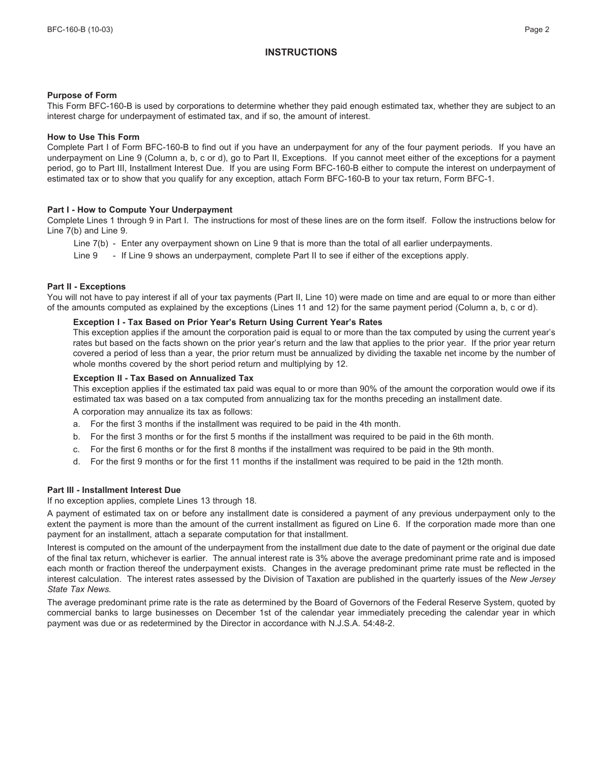# INSTRUCTIONS

**Purpose of Form**

This Form BFC-160-B is used by corporations to determine whether they paid enough estimated tax, whether they are subject to an interest charge for underpayment of estimated tax, and if so, the amount of interest.

**How to Use This Form**

Complete Part I of Form BFC-160-B to find out if you have an underpayment for any of the four payment periods. If you have an underpayment on Line 9 (Column a, b, c or d), go to Part II, Exceptions. If you cannot meet either of the exceptions for a payment period, go to Part III, Installment Interest Due. If you are using Form BFC-160-B either to compute the interest on underpayment of estimated tax or to show that you qualify for any exception, attach Form BFC-160-B to your tax return, Form BFC-1.

**Part I - How to Compute Your Underpayment**

Complete Lines 1 through 9 in Part I. The instructions for most of these lines are on the form itself. Follow the instructions below for Line 7(b) and Line 9.

Line 7(b) - Enter any overpayment shown on Line 9 that is more than the total of all earlier underpayments.

Line 9 - If Line 9 shows an underpayment, complete Part II to see if either of the exceptions apply.

**Part II - Exceptions**

You will not have to pay interest if all of your tax payments (Part II, Line 10) were made on time and are equal to or more than either of the amounts computed as explained by the exceptions (Lines 11 and 12) for the same payment period (Column a, b, c or d).

**Exception I - Tax Based on Prior Year's Return Using Current Year's Rates**

This exception applies if the amount the corporation paid is equal to or more than the tax computed by using the current year's rates but based on the facts shown on the prior year's return and the law that applies to the prior year. If the prior year return covered a period of less than a year, the prior return must be annualized by dividing the taxable net income by the number of whole months covered by the short period return and multiplying by 12.

**Exception II - Tax Based on Annualized Tax**

This exception applies if the estimated tax paid was equal to or more than 90% of the amount the corporation would owe if its estimated tax was based on a tax computed from annualizing tax for the months preceding an installment date.

A corporation may annualize its tax as follows:

a. For the first 3 months if the installment was required to be paid in the 4th month.
b. For the first 3 months or for the first 5 months if the installment was required to be paid in the 6th month.
c. For the first 6 months or for the first 8 months if the installment was required to be paid in the 9th month.
d. For the first 9 months or for the first 11 months if the installment was required to be paid in the 12th month.

**Part III - Installment Interest Due**

If no exception applies, complete Lines 13 through 18.

A payment of estimated tax on or before any installment date is considered a payment of any previous underpayment only to the extent the payment is more than the amount of the current installment as figured on Line 6. If the corporation made more than one payment for an installment, attach a separate computation for that installment.

Interest is computed on the amount of the underpayment from the installment due date to the date of payment or the original due date of the final tax return, whichever is earlier. The annual interest rate is 3% above the average predominant prime rate and is imposed each month or fraction thereof the underpayment exists. Changes in the average predominant prime rate must be reflected in the interest calculation. The interest rates assessed by the Division of Taxation are published in the quarterly issues of the *New Jersey State Tax News.*

The average predominant prime rate is the rate as determined by the Board of Governors of the Federal Reserve System, quoted by commercial banks to large businesses on December 1st of the calendar year immediately preceding the calendar year in which payment was due or as redetermined by the Director in accordance with N.J.S.A. 54:48-2.